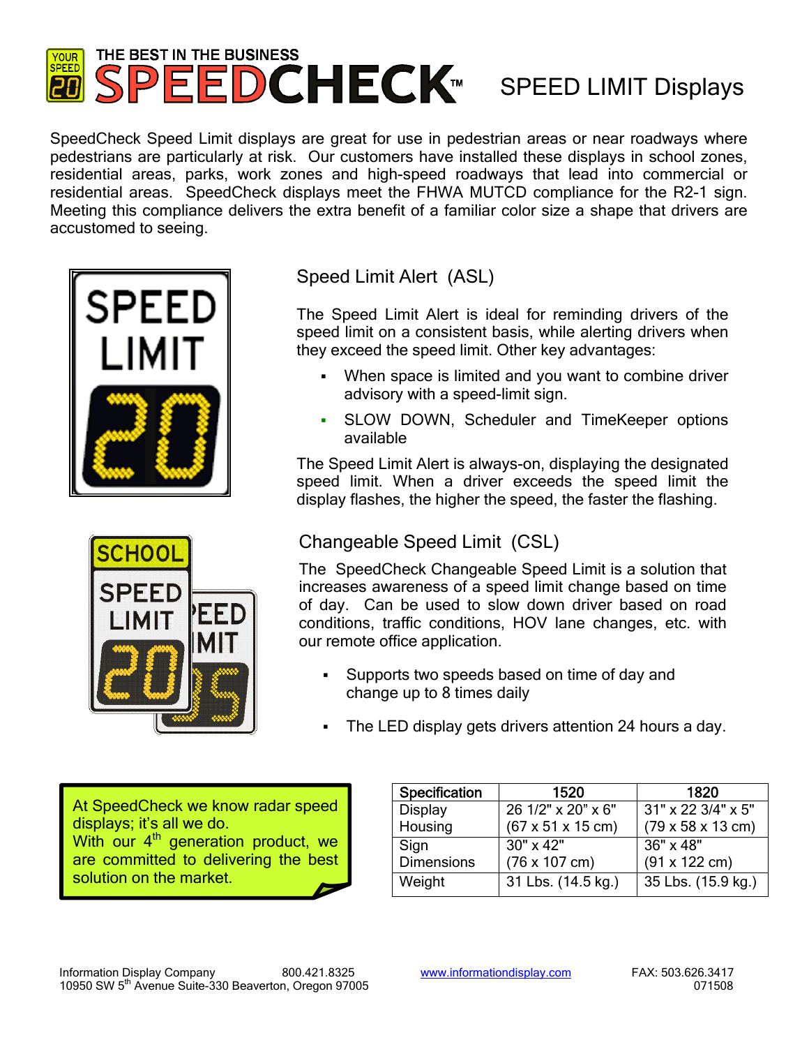# THE BEST IN THE BUSINESS SPEEDCHECK™ SPEED LIMIT Displays

SpeedCheck Speed Limit displays are great for use in pedestrian areas or near roadways where pedestrians are particularly at risk. Our customers have installed these displays in school zones, residential areas, parks, work zones and high-speed roadways that lead into commercial or residential areas. SpeedCheck displays meet the FHWA MUTCD compliance for the R2-1 sign. Meeting this compliance delivers the extra benefit of a familiar color size a shape that drivers are accustomed to seeing.

## Speed Limit Alert (ASL)

The Speed Limit Alert is ideal for reminding drivers of the speed limit on a consistent basis, while alerting drivers when they exceed the speed limit. Other key advantages:

- When space is limited and you want to combine driver advisory with a speed-limit sign.
- SLOW DOWN, Scheduler and TimeKeeper options available

The Speed Limit Alert is always-on, displaying the designated speed limit. When a driver exceeds the speed limit the display flashes, the higher the speed, the faster the flashing.

## Changeable Speed Limit (CSL)

The SpeedCheck Changeable Speed Limit is a solution that increases awareness of a speed limit change based on time of day. Can be used to slow down driver based on road conditions, traffic conditions, HOV lane changes, etc. with our remote office application.

- Supports two speeds based on time of day and change up to 8 times daily
- The LED display gets drivers attention 24 hours a day.

At SpeedCheck we know radar speed displays; it's all we do.
With our 4th generation product, we are committed to delivering the best solution on the market.

| Specification | 1520 | 1820 |
|---|---|---|
| Display Housing | 26 1/2" x 20" x 6" (67 x 51 x 15 cm) | 31" x 22 3/4" x 5" (79 x 58 x 13 cm) |
| Sign Dimensions | 30" x 42" (76 x 107 cm) | 36" x 48" (91 x 122 cm) |
| Weight | 31 Lbs. (14.5 kg.) | 35 Lbs. (15.9 kg.) |

Information Display Company 800.421.8325 www.informationdisplay.com FAX: 503.626.3417
10950 SW 5th Avenue Suite-330 Beaverton, Oregon 97005 071508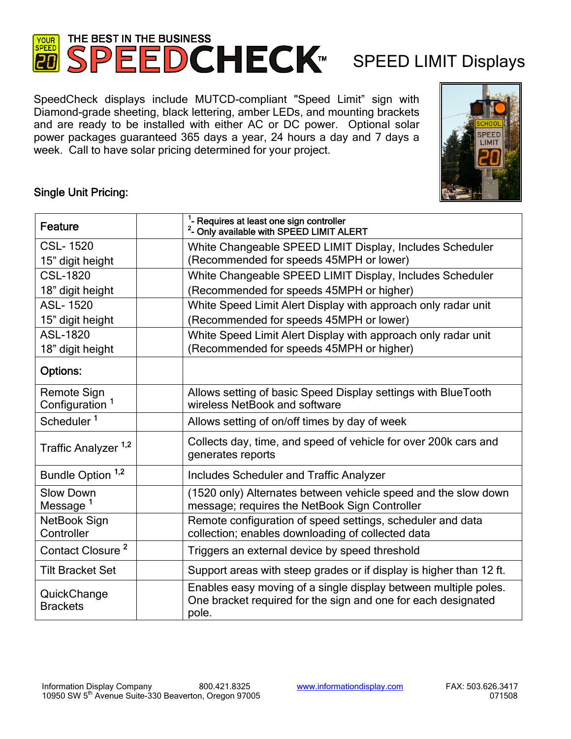THE BEST IN THE BUSINESS

# SPEEDCHECK™

## SPEED LIMIT Displays

SpeedCheck displays include MUTCD-compliant "Speed Limit" sign with Diamond-grade sheeting, black lettering, amber LEDs, and mounting brackets and are ready to be installed with either AC or DC power. Optional solar power packages guaranteed 365 days a year, 24 hours a day and 7 days a week. Call to have solar pricing determined for your project.

### Single Unit Pricing:

| Feature | | [1]- Requires at least one sign controller<br>[2]- Only available with SPEED LIMIT ALERT |
|---|---|---|
| CSL- 1520<br>15" digit height | | White Changeable SPEED LIMIT Display, Includes Scheduler (Recommended for speeds 45MPH or lower) |
| CSL-1820<br>18" digit height | | White Changeable SPEED LIMIT Display, Includes Scheduler (Recommended for speeds 45MPH or higher) |
| ASL- 1520<br>15" digit height | | White Speed Limit Alert Display with approach only radar unit (Recommended for speeds 45MPH or lower) |
| ASL-1820<br>18" digit height | | White Speed Limit Alert Display with approach only radar unit (Recommended for speeds 45MPH or higher) |
| **Options:** | | |
| Remote Sign Configuration [1] | | Allows setting of basic Speed Display settings with BlueTooth wireless NetBook and software |
| Scheduler [1] | | Allows setting of on/off times by day of week |
| Traffic Analyzer [1,2] | | Collects day, time, and speed of vehicle for over 200k cars and generates reports |
| Bundle Option [1,2] | | Includes Scheduler and Traffic Analyzer |
| Slow Down Message [1] | | (1520 only) Alternates between vehicle speed and the slow down message; requires the NetBook Sign Controller |
| NetBook Sign Controller | | Remote configuration of speed settings, scheduler and data collection; enables downloading of collected data |
| Contact Closure [2] | | Triggers an external device by speed threshold |
| Tilt Bracket Set | | Support areas with steep grades or if display is higher than 12 ft. |
| QuickChange Brackets | | Enables easy moving of a single display between multiple poles. One bracket required for the sign and one for each designated pole. |

Information Display Company 800.421.8325 www.informationdisplay.com FAX: 503.626.3417
10950 SW 5th Avenue Suite-330 Beaverton, Oregon 97005 071508